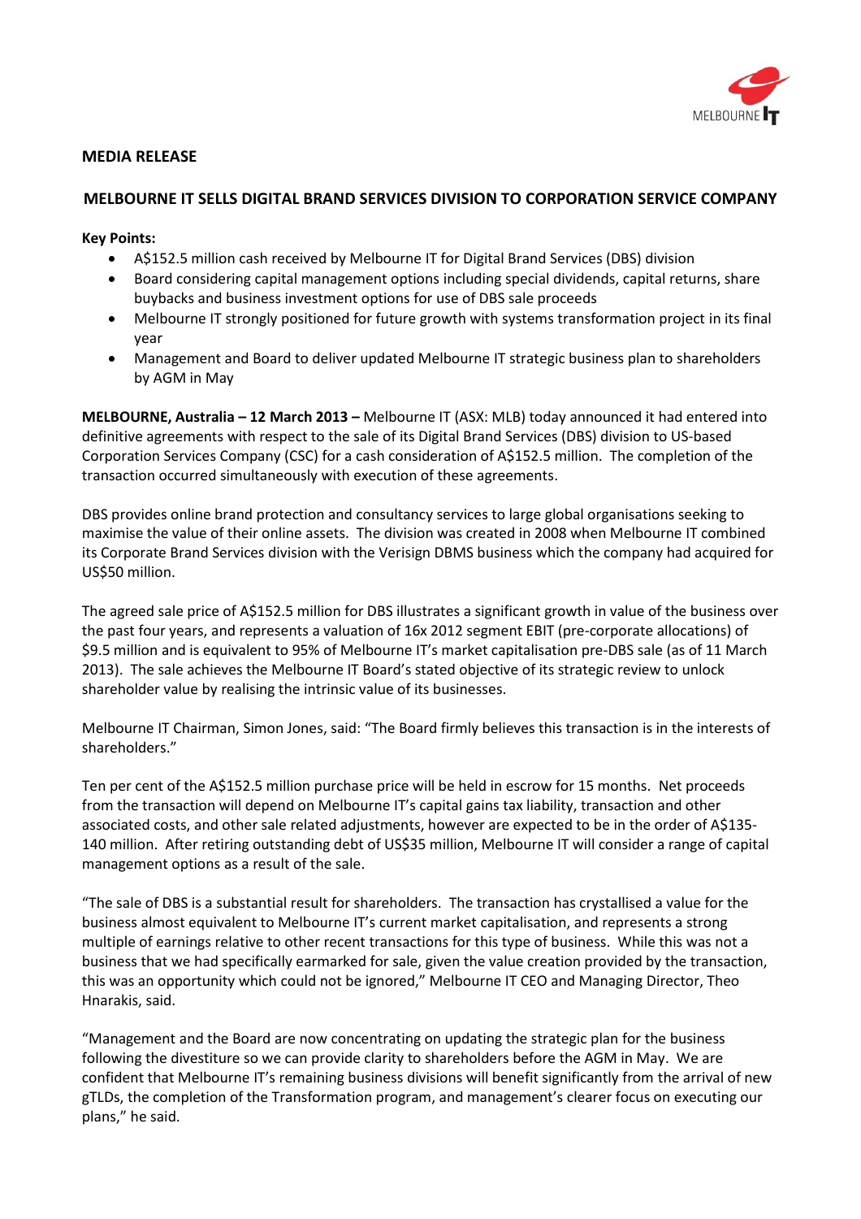**MEDIA RELEASE**

## MELBOURNE IT SELLS DIGITAL BRAND SERVICES DIVISION TO CORPORATION SERVICE COMPANY

**Key Points:**

- A$152.5 million cash received by Melbourne IT for Digital Brand Services (DBS) division
- Board considering capital management options including special dividends, capital returns, share buybacks and business investment options for use of DBS sale proceeds
- Melbourne IT strongly positioned for future growth with systems transformation project in its final year
- Management and Board to deliver updated Melbourne IT strategic business plan to shareholders by AGM in May

**MELBOURNE, Australia – 12 March 2013 –** Melbourne IT (ASX: MLB) today announced it had entered into definitive agreements with respect to the sale of its Digital Brand Services (DBS) division to US-based Corporation Services Company (CSC) for a cash consideration of A$152.5 million. The completion of the transaction occurred simultaneously with execution of these agreements.

DBS provides online brand protection and consultancy services to large global organisations seeking to maximise the value of their online assets. The division was created in 2008 when Melbourne IT combined its Corporate Brand Services division with the Verisign DBMS business which the company had acquired for US$50 million.

The agreed sale price of A$152.5 million for DBS illustrates a significant growth in value of the business over the past four years, and represents a valuation of 16x 2012 segment EBIT (pre-corporate allocations) of $9.5 million and is equivalent to 95% of Melbourne IT's market capitalisation pre-DBS sale (as of 11 March 2013). The sale achieves the Melbourne IT Board's stated objective of its strategic review to unlock shareholder value by realising the intrinsic value of its businesses.

Melbourne IT Chairman, Simon Jones, said: "The Board firmly believes this transaction is in the interests of shareholders."

Ten per cent of the A$152.5 million purchase price will be held in escrow for 15 months. Net proceeds from the transaction will depend on Melbourne IT's capital gains tax liability, transaction and other associated costs, and other sale related adjustments, however are expected to be in the order of A$135-140 million. After retiring outstanding debt of US$35 million, Melbourne IT will consider a range of capital management options as a result of the sale.

"The sale of DBS is a substantial result for shareholders. The transaction has crystallised a value for the business almost equivalent to Melbourne IT's current market capitalisation, and represents a strong multiple of earnings relative to other recent transactions for this type of business. While this was not a business that we had specifically earmarked for sale, given the value creation provided by the transaction, this was an opportunity which could not be ignored," Melbourne IT CEO and Managing Director, Theo Hnarakis, said.

"Management and the Board are now concentrating on updating the strategic plan for the business following the divestiture so we can provide clarity to shareholders before the AGM in May. We are confident that Melbourne IT's remaining business divisions will benefit significantly from the arrival of new gTLDs, the completion of the Transformation program, and management's clearer focus on executing our plans," he said.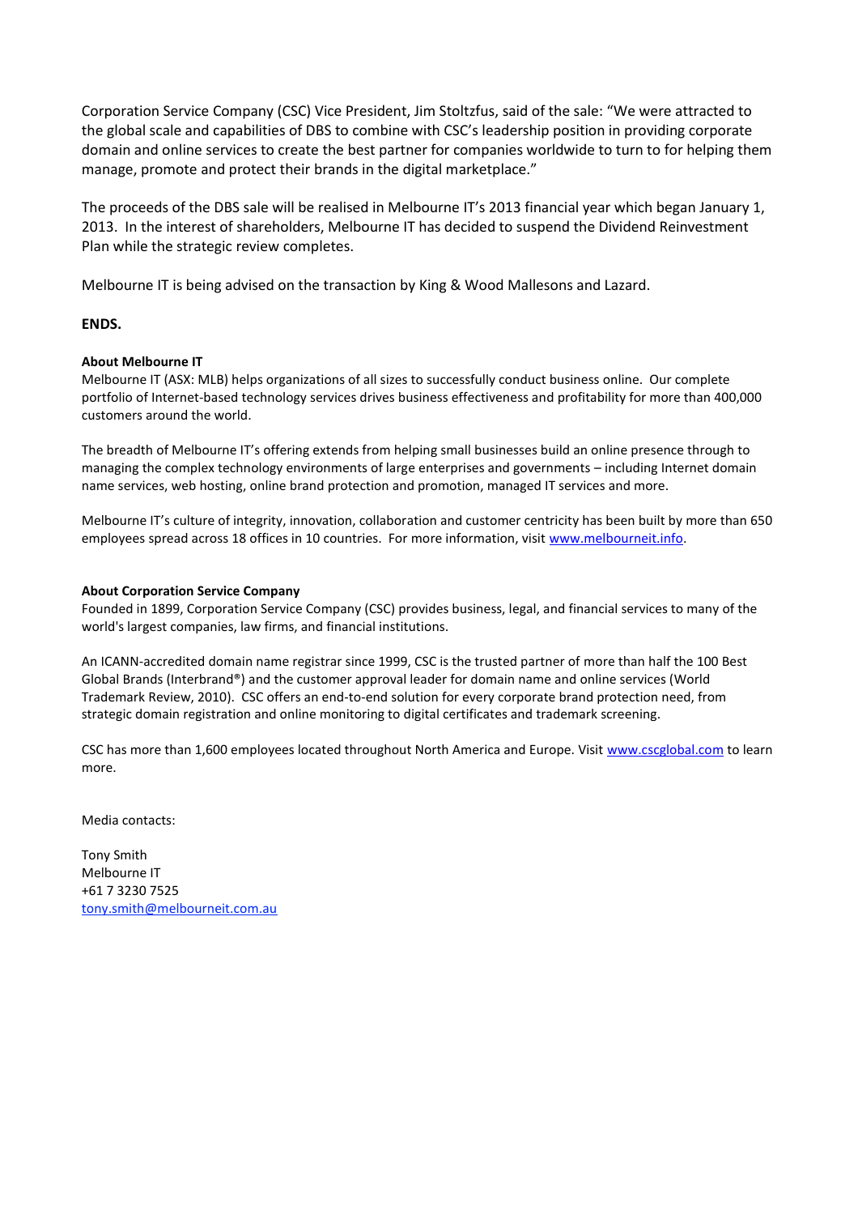Corporation Service Company (CSC) Vice President, Jim Stoltzfus, said of the sale: "We were attracted to the global scale and capabilities of DBS to combine with CSC's leadership position in providing corporate domain and online services to create the best partner for companies worldwide to turn to for helping them manage, promote and protect their brands in the digital marketplace."

The proceeds of the DBS sale will be realised in Melbourne IT's 2013 financial year which began January 1, 2013. In the interest of shareholders, Melbourne IT has decided to suspend the Dividend Reinvestment Plan while the strategic review completes.

Melbourne IT is being advised on the transaction by King & Wood Mallesons and Lazard.

**ENDS.**

**About Melbourne IT**
Melbourne IT (ASX: MLB) helps organizations of all sizes to successfully conduct business online. Our complete portfolio of Internet-based technology services drives business effectiveness and profitability for more than 400,000 customers around the world.

The breadth of Melbourne IT's offering extends from helping small businesses build an online presence through to managing the complex technology environments of large enterprises and governments – including Internet domain name services, web hosting, online brand protection and promotion, managed IT services and more.

Melbourne IT's culture of integrity, innovation, collaboration and customer centricity has been built by more than 650 employees spread across 18 offices in 10 countries. For more information, visit www.melbourneit.info.

**About Corporation Service Company**
Founded in 1899, Corporation Service Company (CSC) provides business, legal, and financial services to many of the world's largest companies, law firms, and financial institutions.

An ICANN-accredited domain name registrar since 1999, CSC is the trusted partner of more than half the 100 Best Global Brands (Interbrand®) and the customer approval leader for domain name and online services (World Trademark Review, 2010). CSC offers an end-to-end solution for every corporate brand protection need, from strategic domain registration and online monitoring to digital certificates and trademark screening.

CSC has more than 1,600 employees located throughout North America and Europe. Visit www.cscglobal.com to learn more.

Media contacts:

Tony Smith
Melbourne IT
+61 7 3230 7525
tony.smith@melbourneit.com.au